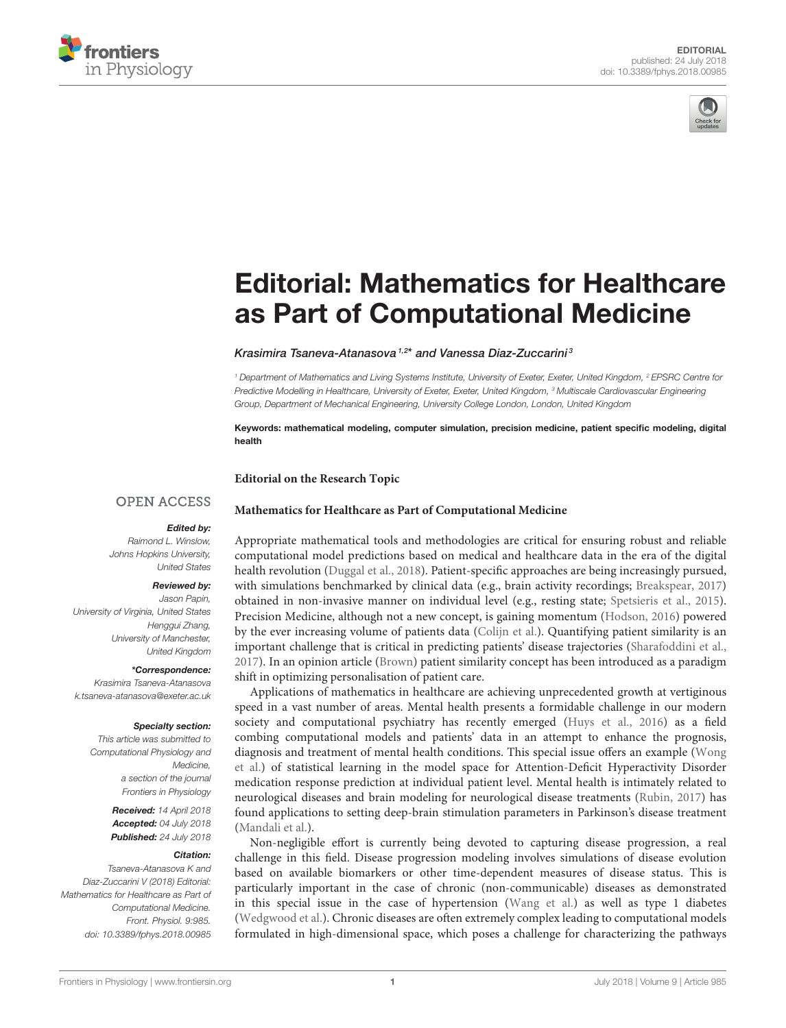EDITORIAL
published: 24 July 2018
doi: 10.3389/fphys.2018.00985

# Editorial: Mathematics for Healthcare as Part of Computational Medicine

*Krasimira Tsaneva-Atanasova[1,2]\* and Vanessa Diaz-Zuccarini[3]*

[1] Department of Mathematics and Living Systems Institute, University of Exeter, Exeter, United Kingdom, [2] EPSRC Centre for Predictive Modelling in Healthcare, University of Exeter, Exeter, United Kingdom, [3] Multiscale Cardiovascular Engineering Group, Department of Mechanical Engineering, University College London, London, United Kingdom

**Keywords: mathematical modeling, computer simulation, precision medicine, patient specific modeling, digital health**

**Editorial on the Research Topic**

**Mathematics for Healthcare as Part of Computational Medicine**

OPEN ACCESS

***Edited by:***
Raimond L. Winslow, Johns Hopkins University, United States

***Reviewed by:***
Jason Papin, University of Virginia, United States
Henggui Zhang, University of Manchester, United Kingdom

***\*Correspondence:***
Krasimira Tsaneva-Atanasova
k.tsaneva-atanasova@exeter.ac.uk

***Specialty section:***
This article was submitted to Computational Physiology and Medicine, a section of the journal Frontiers in Physiology

**Received:** 14 April 2018
**Accepted:** 04 July 2018
**Published:** 24 July 2018

***Citation:***
Tsaneva-Atanasova K and Diaz-Zuccarini V (2018) Editorial: Mathematics for Healthcare as Part of Computational Medicine. Front. Physiol. 9:985. doi: 10.3389/fphys.2018.00985

Appropriate mathematical tools and methodologies are critical for ensuring robust and reliable computational model predictions based on medical and healthcare data in the era of the digital health revolution (Duggal et al., 2018). Patient-specific approaches are being increasingly pursued, with simulations benchmarked by clinical data (e.g., brain activity recordings; Breakspear, 2017) obtained in non-invasive manner on individual level (e.g., resting state; Spetsieris et al., 2015). Precision Medicine, although not a new concept, is gaining momentum (Hodson, 2016) powered by the ever increasing volume of patients data (Colijn et al.). Quantifying patient similarity is an important challenge that is critical in predicting patients' disease trajectories (Sharafoddini et al., 2017). In an opinion article (Brown) patient similarity concept has been introduced as a paradigm shift in optimizing personalisation of patient care.

Applications of mathematics in healthcare are achieving unprecedented growth at vertiginous speed in a vast number of areas. Mental health presents a formidable challenge in our modern society and computational psychiatry has recently emerged (Huys et al., 2016) as a field combing computational models and patients' data in an attempt to enhance the prognosis, diagnosis and treatment of mental health conditions. This special issue offers an example (Wong et al.) of statistical learning in the model space for Attention-Deficit Hyperactivity Disorder medication response prediction at individual patient level. Mental health is intimately related to neurological diseases and brain modeling for neurological disease treatments (Rubin, 2017) has found applications to setting deep-brain stimulation parameters in Parkinson's disease treatment (Mandali et al.).

Non-negligible effort is currently being devoted to capturing disease progression, a real challenge in this field. Disease progression modeling involves simulations of disease evolution based on available biomarkers or other time-dependent measures of disease status. This is particularly important in the case of chronic (non-communicable) diseases as demonstrated in this special issue in the case of hypertension (Wang et al.) as well as type 1 diabetes (Wedgwood et al.). Chronic diseases are often extremely complex leading to computational models formulated in high-dimensional space, which poses a challenge for characterizing the pathways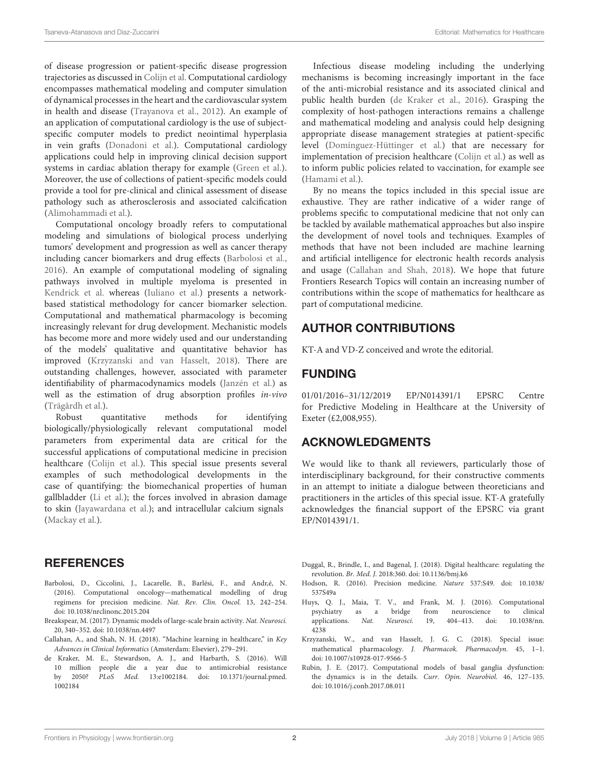of disease progression or patient-specific disease progression trajectories as discussed in Colijn et al. Computational cardiology encompasses mathematical modeling and computer simulation of dynamical processes in the heart and the cardiovascular system in health and disease (Trayanova et al., 2012). An example of an application of computational cardiology is the use of subject-specific computer models to predict neointimal hyperplasia in vein grafts (Donadoni et al.). Computational cardiology applications could help in improving clinical decision support systems in cardiac ablation therapy for example (Green et al.). Moreover, the use of collections of patient-specific models could provide a tool for pre-clinical and clinical assessment of disease pathology such as atherosclerosis and associated calcification (Alimohammadi et al.).

Computational oncology broadly refers to computational modeling and simulations of biological process underlying tumors' development and progression as well as cancer therapy including cancer biomarkers and drug effects (Barbolosi et al., 2016). An example of computational modeling of signaling pathways involved in multiple myeloma is presented in Kendrick et al. whereas (Iuliano et al.) presents a network-based statistical methodology for cancer biomarker selection. Computational and mathematical pharmacology is becoming increasingly relevant for drug development. Mechanistic models has become more and more widely used and our understanding of the models' qualitative and quantitative behavior has improved (Krzyzanski and van Hasselt, 2018). There are outstanding challenges, however, associated with parameter identifiability of pharmacodynamics models (Janzén et al.) as well as the estimation of drug absorption profiles *in-vivo* (Trägårdh et al.).

Robust quantitative methods for identifying biologically/physiologically relevant computational model parameters from experimental data are critical for the successful applications of computational medicine in precision healthcare (Colijn et al.). This special issue presents several examples of such methodological developments in the case of quantifying: the biomechanical properties of human gallbladder (Li et al.); the forces involved in abrasion damage to skin (Jayawardana et al.); and intracellular calcium signals (Mackay et al.).

Infectious disease modeling including the underlying mechanisms is becoming increasingly important in the face of the anti-microbial resistance and its associated clinical and public health burden (de Kraker et al., 2016). Grasping the complexity of host-pathogen interactions remains a challenge and mathematical modeling and analysis could help designing appropriate disease management strategies at patient-specific level (Domínguez-Hüttinger et al.) that are necessary for implementation of precision healthcare (Colijn et al.) as well as to inform public policies related to vaccination, for example see (Hamami et al.).

By no means the topics included in this special issue are exhaustive. They are rather indicative of a wider range of problems specific to computational medicine that not only can be tackled by available mathematical approaches but also inspire the development of novel tools and techniques. Examples of methods that have not been included are machine learning and artificial intelligence for electronic health records analysis and usage (Callahan and Shah, 2018). We hope that future Frontiers Research Topics will contain an increasing number of contributions within the scope of mathematics for healthcare as part of computational medicine.

## AUTHOR CONTRIBUTIONS

KT-A and VD-Z conceived and wrote the editorial.

## FUNDING

01/01/2016–31/12/2019 EP/N014391/1 EPSRC Centre for Predictive Modeling in Healthcare at the University of Exeter (£2,008,955).

## ACKNOWLEDGMENTS

We would like to thank all reviewers, particularly those of interdisciplinary background, for their constructive comments in an attempt to initiate a dialogue between theoreticians and practitioners in the articles of this special issue. KT-A gratefully acknowledges the financial support of the EPSRC via grant EP/N014391/1.

## REFERENCES

Barbolosi, D., Ciccolini, J., Lacarelle, B., Barlési, F., and Andr,é, N. (2016). Computational oncology—mathematical modelling of drug regimens for precision medicine. *Nat. Rev. Clin. Oncol.* 13, 242–254. doi: 10.1038/nrclinonc.2015.204

Breakspear, M. (2017). Dynamic models of large-scale brain activity. *Nat. Neurosci.* 20, 340–352. doi: 10.1038/nn.4497

Callahan, A., and Shah, N. H. (2018). "Machine learning in healthcare," in *Key Advances in Clinical Informatics* (Amsterdam: Elsevier), 279–291.

de Kraker, M. E., Stewardson, A. J., and Harbarth, S. (2016). Will 10 million people die a year due to antimicrobial resistance by 2050? *PLoS Med.* 13:e1002184. doi: 10.1371/journal.pmed.1002184

Duggal, R., Brindle, I., and Bagenal, J. (2018). Digital healthcare: regulating the revolution. *Br. Med. J.* 2018:360. doi: 10.1136/bmj.k6

Hodson, R. (2016). Precision medicine. *Nature* 537:S49. doi: 10.1038/537S49a

Huys, Q. J., Maia, T. V., and Frank, M. J. (2016). Computational psychiatry as a bridge from neuroscience to clinical applications. *Nat. Neurosci.* 19, 404–413. doi: 10.1038/nn.4238

Krzyzanski, W., and van Hasselt, J. G. C. (2018). Special issue: mathematical pharmacology. *J. Pharmacok. Pharmacodyn.* 45, 1–1. doi: 10.1007/s10928-017-9566-5

Rubin, J. E. (2017). Computational models of basal ganglia dysfunction: the dynamics is in the details. *Curr. Opin. Neurobiol.* 46, 127–135. doi: 10.1016/j.conb.2017.08.011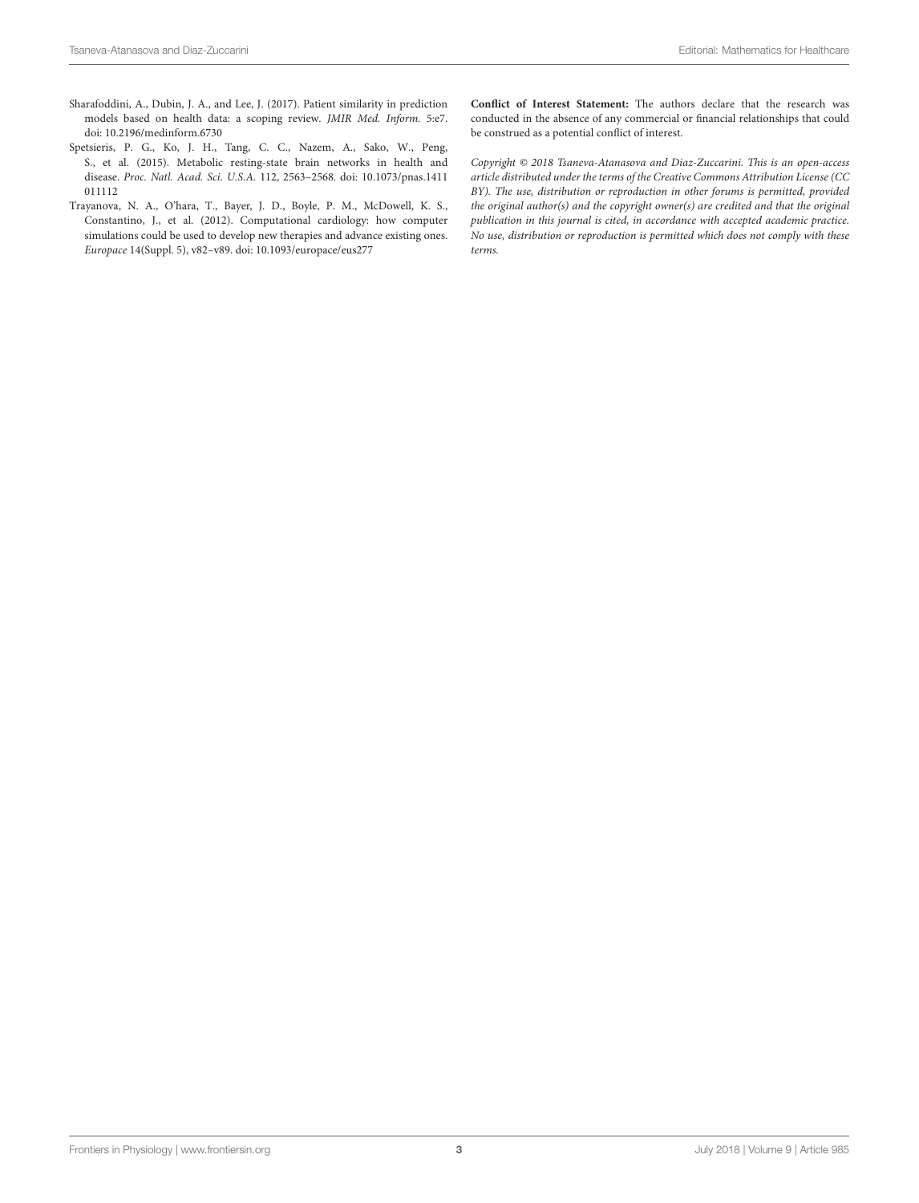Sharafoddini, A., Dubin, J. A., and Lee, J. (2017). Patient similarity in prediction models based on health data: a scoping review. *JMIR Med. Inform.* 5:e7. doi: 10.2196/medinform.6730

Spetsieris, P. G., Ko, J. H., Tang, C. C., Nazem, A., Sako, W., Peng, S., et al. (2015). Metabolic resting-state brain networks in health and disease. *Proc. Natl. Acad. Sci. U.S.A.* 112, 2563–2568. doi: 10.1073/pnas.1411011112

Trayanova, N. A., O'hara, T., Bayer, J. D., Boyle, P. M., McDowell, K. S., Constantino, J., et al. (2012). Computational cardiology: how computer simulations could be used to develop new therapies and advance existing ones. *Europace* 14(Suppl. 5), v82–v89. doi: 10.1093/europace/eus277

**Conflict of Interest Statement:** The authors declare that the research was conducted in the absence of any commercial or financial relationships that could be construed as a potential conflict of interest.

*Copyright © 2018 Tsaneva-Atanasova and Diaz-Zuccarini. This is an open-access article distributed under the terms of the Creative Commons Attribution License (CC BY). The use, distribution or reproduction in other forums is permitted, provided the original author(s) and the copyright owner(s) are credited and that the original publication in this journal is cited, in accordance with accepted academic practice. No use, distribution or reproduction is permitted which does not comply with these terms.*